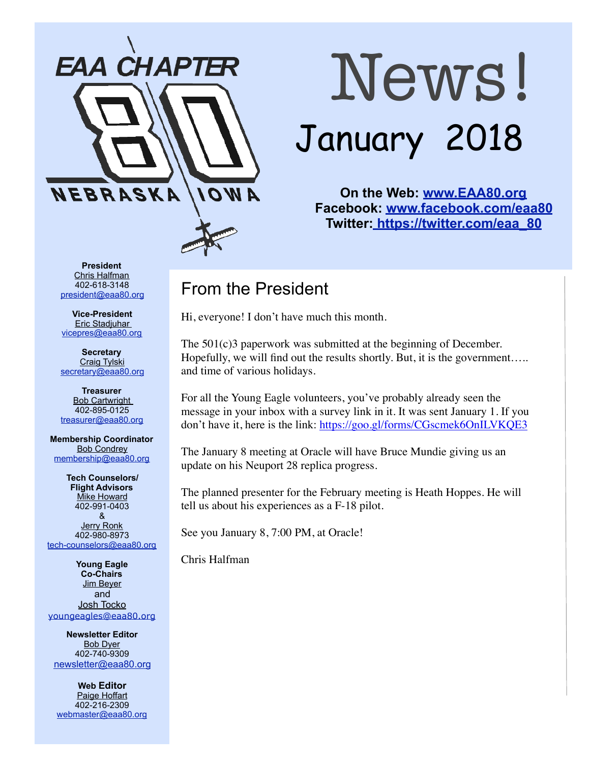EAA CHAPTER 80 NEBRASKA IOWA

# News!

## January 2018

**On the Web: [www.EAA80.org](http://www.EAA80.org)**
**Facebook: [www.facebook.com/eaa80](http://www.facebook.com/eaa80)**
**Twitter: [https://twitter.com/eaa_80](https://twitter.com/eaa_80)**

## From the President

Hi, everyone! I don't have much this month.

The 501(c)3 paperwork was submitted at the beginning of December. Hopefully, we will find out the results shortly. But, it is the government….. and time of various holidays.

For all the Young Eagle volunteers, you've probably already seen the message in your inbox with a survey link in it. It was sent January 1. If you don't have it, here is the link: https://goo.gl/forms/CGscmek6OnILVKQE3

The January 8 meeting at Oracle will have Bruce Mundie giving us an update on his Neuport 28 replica progress.

The planned presenter for the February meeting is Heath Hoppes. He will tell us about his experiences as a F-18 pilot.

See you January 8, 7:00 PM, at Oracle!

Chris Halfman

---

**President**
Chris Halfman
402-618-3148
president@eaa80.org

**Vice-President**
Eric Stadjuhar
vicepres@eaa80.org

**Secretary**
Craig Tylski
secretary@eaa80.org

**Treasurer**
Bob Cartwright
402-895-0125
treasurer@eaa80.org

**Membership Coordinator**
Bob Condrey
membership@eaa80.org

**Tech Counselors/ Flight Advisors**
Mike Howard
402-991-0403
&
Jerry Ronk
402-980-8973
tech-counselors@eaa80.org

**Young Eagle Co-Chairs**
Jim Beyer
and
Josh Tocko
youngeagles@eaa80.org

**Newsletter Editor**
Bob Dyer
402-740-9309
newsletter@eaa80.org

**Web Editor**
Paige Hoffart
402-216-2309
webmaster@eaa80.org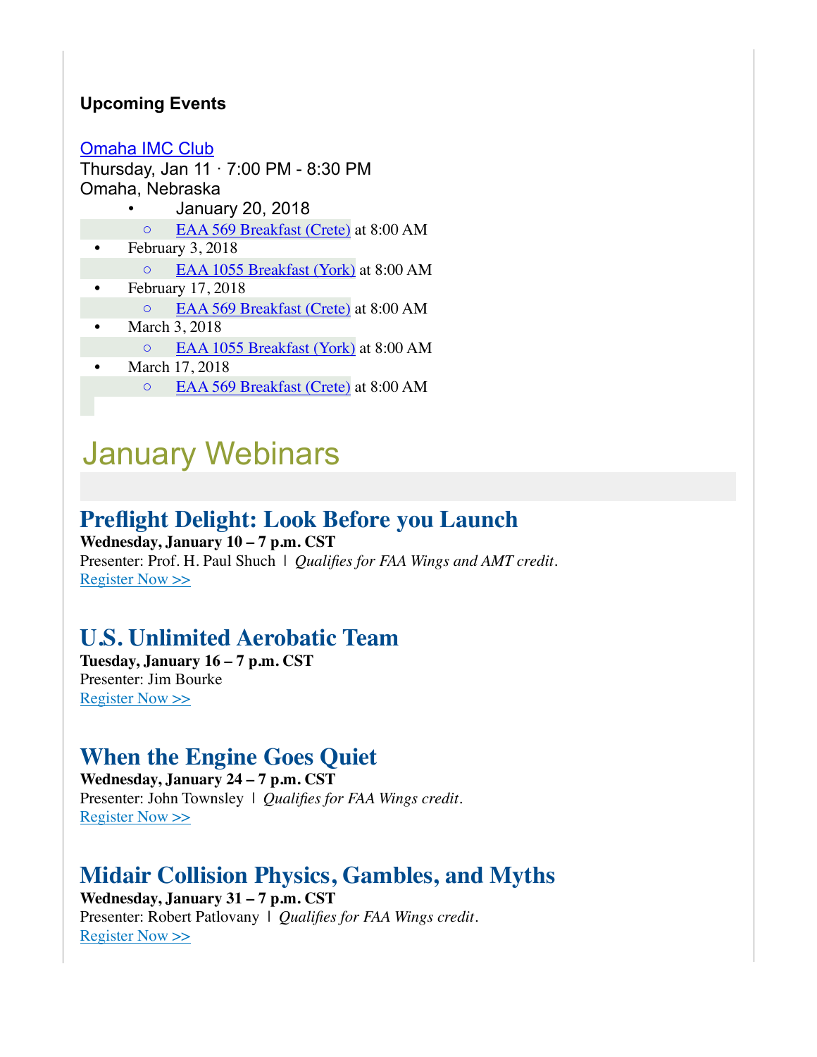### Upcoming Events

Omaha IMC Club
Thursday, Jan 11 · 7:00 PM - 8:30 PM
Omaha, Nebraska

- January 20, 2018
  - EAA 569 Breakfast (Crete) at 8:00 AM
- February 3, 2018
  - EAA 1055 Breakfast (York) at 8:00 AM
- February 17, 2018
  - EAA 569 Breakfast (Crete) at 8:00 AM
- March 3, 2018
  - EAA 1055 Breakfast (York) at 8:00 AM
- March 17, 2018
  - EAA 569 Breakfast (Crete) at 8:00 AM

# January Webinars

## Preflight Delight: Look Before you Launch

**Wednesday, January 10 – 7 p.m. CST**
Presenter: Prof. H. Paul Shuch | *Qualifies for FAA Wings and AMT credit.*
Register Now >>

## U.S. Unlimited Aerobatic Team

**Tuesday, January 16 – 7 p.m. CST**
Presenter: Jim Bourke
Register Now >>

## When the Engine Goes Quiet

**Wednesday, January 24 – 7 p.m. CST**
Presenter: John Townsley | *Qualifies for FAA Wings credit.*
Register Now >>

## Midair Collision Physics, Gambles, and Myths

**Wednesday, January 31 – 7 p.m. CST**
Presenter: Robert Patlovany | *Qualifies for FAA Wings credit.*
Register Now >>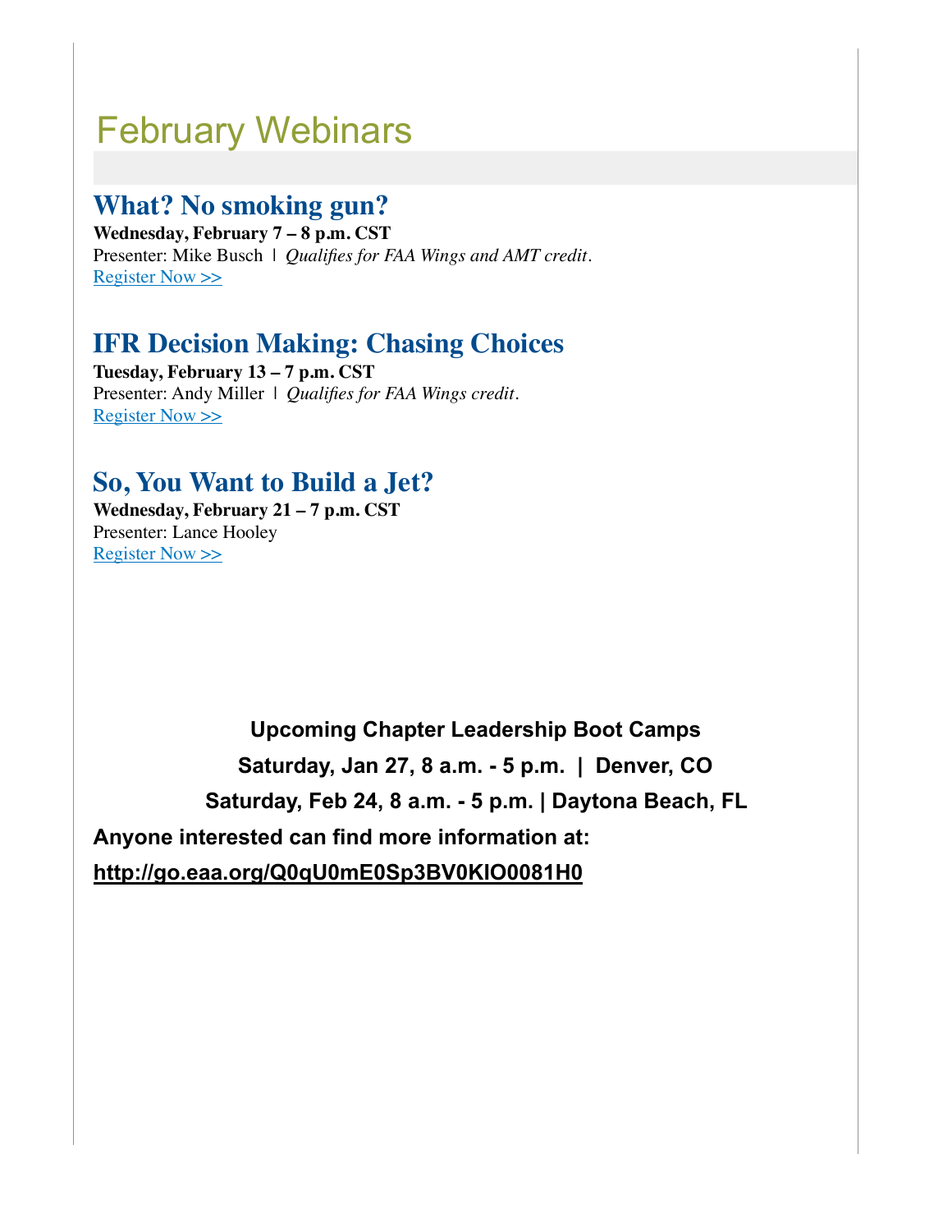# February Webinars

## What? No smoking gun?

**Wednesday, February 7 – 8 p.m. CST**
Presenter: Mike Busch | *Qualifies for FAA Wings and AMT credit.*
Register Now >>

## IFR Decision Making: Chasing Choices

**Tuesday, February 13 – 7 p.m. CST**
Presenter: Andy Miller | *Qualifies for FAA Wings credit.*
Register Now >>

## So, You Want to Build a Jet?

**Wednesday, February 21 – 7 p.m. CST**
Presenter: Lance Hooley
Register Now >>

**Upcoming Chapter Leadership Boot Camps**

**Saturday, Jan 27, 8 a.m. - 5 p.m. | Denver, CO**

**Saturday, Feb 24, 8 a.m. - 5 p.m. | Daytona Beach, FL**

**Anyone interested can find more information at:**

**http://go.eaa.org/Q0qU0mE0Sp3BV0KIO0081H0**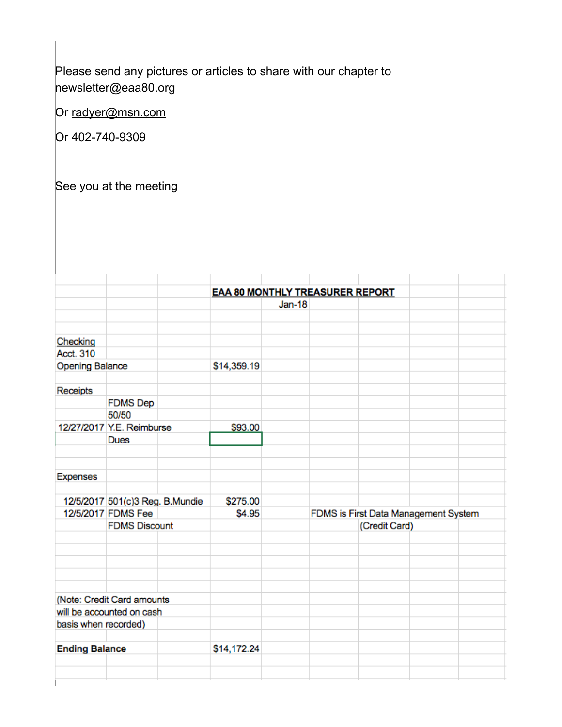Please send any pictures or articles to share with our chapter to newsletter@eaa80.org

Or radyer@msn.com

Or 402-740-9309

See you at the meeting

| | | | | | | | | |
|---|---|---|---|---|---|---|---|---|
| | | | **EAA 80 MONTHLY TREASURER REPORT** | | | | | |
| | | | | Jan-18 | | | | |
| | | | | | | | | |
| Checking | | | | | | | | |
| Acct. 310 | | | | | | | | |
| Opening Balance | | | $14,359.19 | | | | | |
| | | | | | | | | |
| Receipts | | | | | | | | |
| | FDMS Dep | | | | | | | |
| | 50/50 | | | | | | | |
| 12/27/2017 | Y.E. Reimburse | | $93.00 | | | | | |
| | Dues | | | | | | | |
| | | | | | | | | |
| Expenses | | | | | | | | |
| | | | | | | | | |
| 12/5/2017 | 501(c)3 Reg. B.Mundie | | $275.00 | | FDMS is First Data Management System | | | |
| 12/5/2017 | FDMS Fee | | $4.95 | | | (Credit Card) | | |
| | FDMS Discount | | | | | | | |
| | | | | | | | | |
| (Note: Credit Card amounts will be accounted on cash basis when recorded) | | | | | | | | |
| | | | | | | | | |
| **Ending Balance** | | | $14,172.24 | | | | | |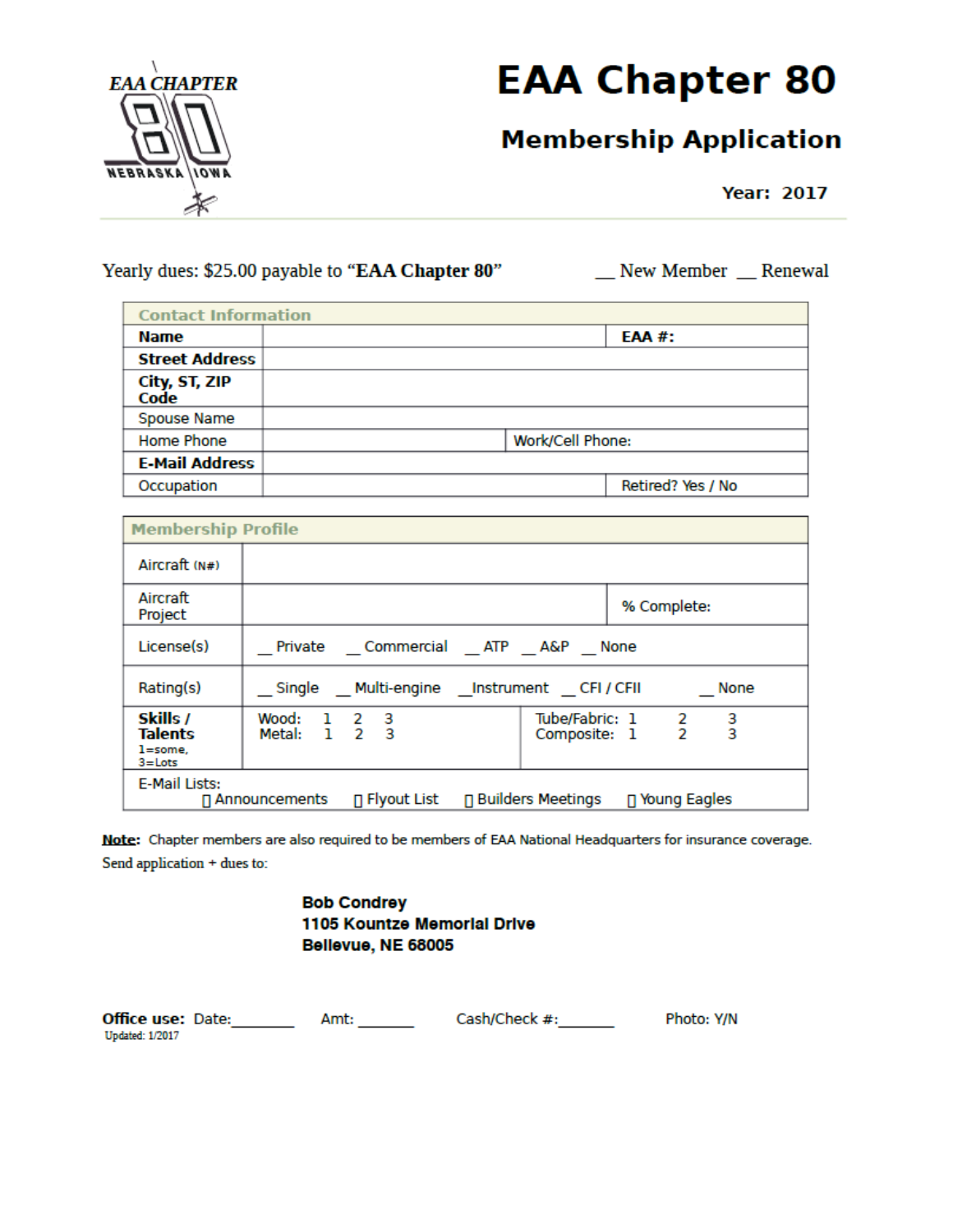EAA CHAPTER 80 NEBRASKA IOWA

# EAA Chapter 80

## Membership Application

**Year: 2017**

Yearly dues: $25.00 payable to "**EAA Chapter 80**" __ New Member __ Renewal

| Contact Information | | | |
|---|---|---|---|
| **Name** | | **EAA #:** | |
| **Street Address** | | | |
| **City, ST, ZIP Code** | | | |
| Spouse Name | | | |
| Home Phone | | Work/Cell Phone: | |
| **E-Mail Address** | | | |
| Occupation | | Retired? Yes / No | |

| Membership Profile | | | |
|---|---|---|---|
| Aircraft (N#) | | | |
| Aircraft Project | | % Complete: | |
| License(s) | __ Private __ Commercial __ ATP __ A&P __ None | | |
| Rating(s) | __ Single __ Multi-engine __Instrument __ CFI / CFII __ None | | |
| **Skills / Talents** 1=some, 3=Lots | Wood: 1 2 3<br>Metal: 1 2 3 | Tube/Fabric: 1 2 3<br>Composite: 1 2 3 | |
| E-Mail Lists: ▯ Announcements ▯ Flyout List ▯ Builders Meetings ▯ Young Eagles | | | |

**Note:** Chapter members are also required to be members of EAA National Headquarters for insurance coverage.

Send application + dues to:

**Bob Condrey**
**1105 Kountze Memorial Drive**
**Bellevue, NE 68005**

**Office use:** Date:________ Amt: _______ Cash/Check #:_______ Photo: Y/N

Updated: 1/2017